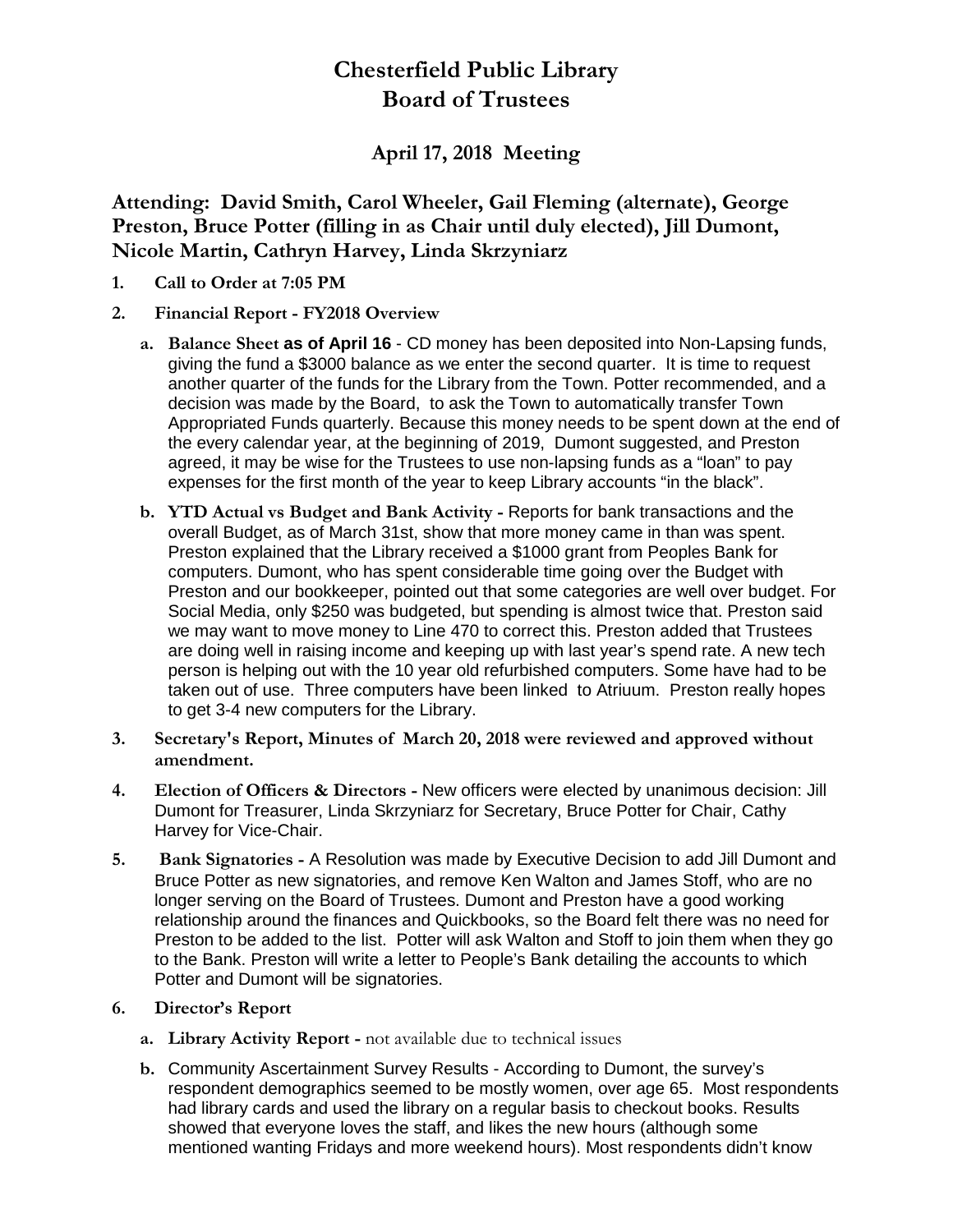# Chesterfield Public Library
# Board of Trustees

## April 17, 2018 Meeting

### Attending: David Smith, Carol Wheeler, Gail Fleming (alternate), George Preston, Bruce Potter (filling in as Chair until duly elected), Jill Dumont, Nicole Martin, Cathryn Harvey, Linda Skrzyniarz

1. **Call to Order at 7:05 PM**
2. **Financial Report - FY2018 Overview**
   a. **Balance Sheet as of April 16** - CD money has been deposited into Non-Lapsing funds, giving the fund a $3000 balance as we enter the second quarter. It is time to request another quarter of the funds for the Library from the Town. Potter recommended, and a decision was made by the Board, to ask the Town to automatically transfer Town Appropriated Funds quarterly. Because this money needs to be spent down at the end of the every calendar year, at the beginning of 2019, Dumont suggested, and Preston agreed, it may be wise for the Trustees to use non-lapsing funds as a "loan" to pay expenses for the first month of the year to keep Library accounts "in the black".
   b. **YTD Actual vs Budget and Bank Activity -** Reports for bank transactions and the overall Budget, as of March 31st, show that more money came in than was spent. Preston explained that the Library received a $1000 grant from Peoples Bank for computers. Dumont, who has spent considerable time going over the Budget with Preston and our bookkeeper, pointed out that some categories are well over budget. For Social Media, only $250 was budgeted, but spending is almost twice that. Preston said we may want to move money to Line 470 to correct this. Preston added that Trustees are doing well in raising income and keeping up with last year's spend rate. A new tech person is helping out with the 10 year old refurbished computers. Some have had to be taken out of use. Three computers have been linked to Atriuum. Preston really hopes to get 3-4 new computers for the Library.
3. **Secretary's Report, Minutes of March 20, 2018 were reviewed and approved without amendment.**
4. **Election of Officers & Directors -** New officers were elected by unanimous decision: Jill Dumont for Treasurer, Linda Skrzyniarz for Secretary, Bruce Potter for Chair, Cathy Harvey for Vice-Chair.
5. **Bank Signatories -** A Resolution was made by Executive Decision to add Jill Dumont and Bruce Potter as new signatories, and remove Ken Walton and James Stoff, who are no longer serving on the Board of Trustees. Dumont and Preston have a good working relationship around the finances and Quickbooks, so the Board felt there was no need for Preston to be added to the list. Potter will ask Walton and Stoff to join them when they go to the Bank. Preston will write a letter to People's Bank detailing the accounts to which Potter and Dumont will be signatories.
6. **Director's Report**
   a. **Library Activity Report -** not available due to technical issues
   b. Community Ascertainment Survey Results - According to Dumont, the survey's respondent demographics seemed to be mostly women, over age 65. Most respondents had library cards and used the library on a regular basis to checkout books. Results showed that everyone loves the staff, and likes the new hours (although some mentioned wanting Fridays and more weekend hours). Most respondents didn't know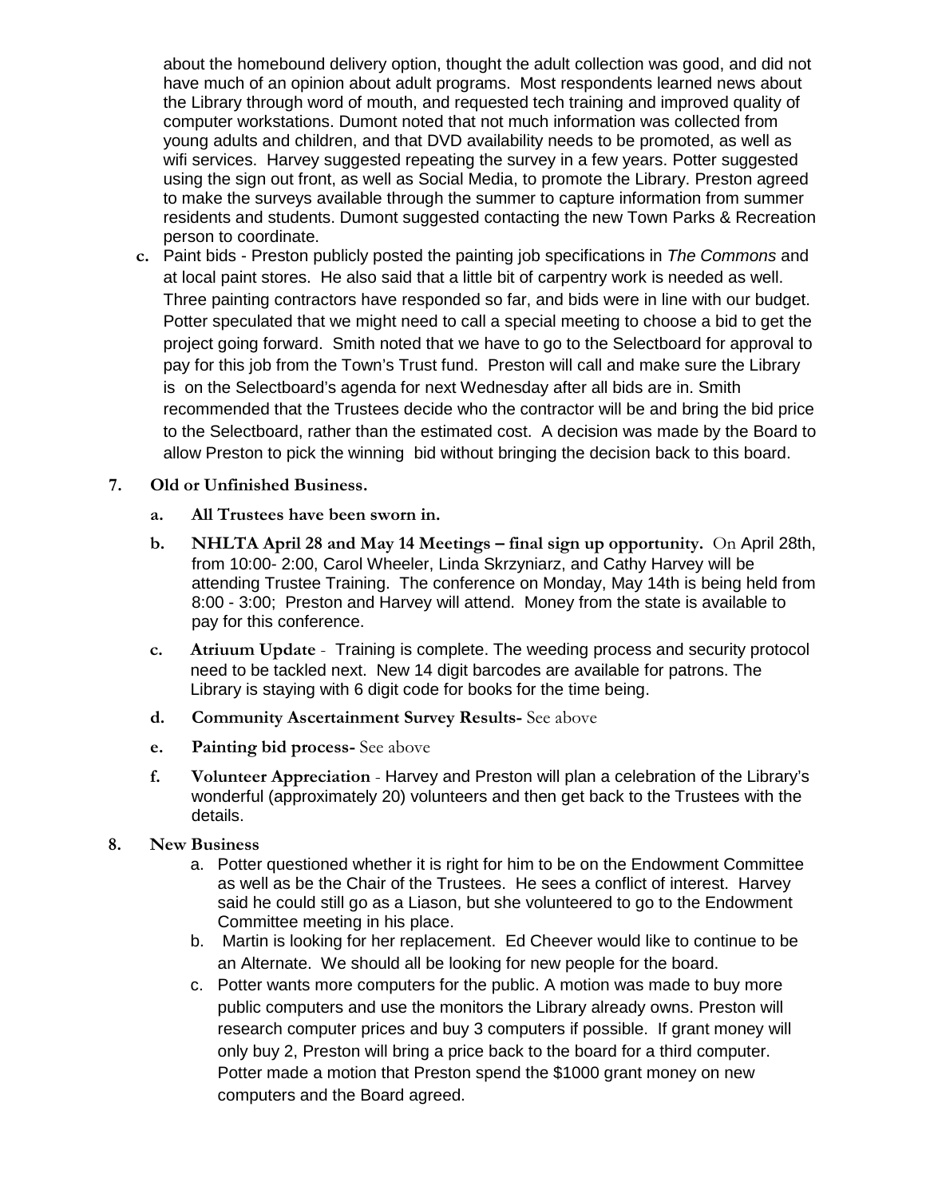about the homebound delivery option, thought the adult collection was good, and did not have much of an opinion about adult programs. Most respondents learned news about the Library through word of mouth, and requested tech training and improved quality of computer workstations. Dumont noted that not much information was collected from young adults and children, and that DVD availability needs to be promoted, as well as wifi services. Harvey suggested repeating the survey in a few years. Potter suggested using the sign out front, as well as Social Media, to promote the Library. Preston agreed to make the surveys available through the summer to capture information from summer residents and students. Dumont suggested contacting the new Town Parks & Recreation person to coordinate.

c. Paint bids - Preston publicly posted the painting job specifications in *The Commons* and at local paint stores. He also said that a little bit of carpentry work is needed as well. Three painting contractors have responded so far, and bids were in line with our budget. Potter speculated that we might need to call a special meeting to choose a bid to get the project going forward. Smith noted that we have to go to the Selectboard for approval to pay for this job from the Town's Trust fund. Preston will call and make sure the Library is on the Selectboard's agenda for next Wednesday after all bids are in. Smith recommended that the Trustees decide who the contractor will be and bring the bid price to the Selectboard, rather than the estimated cost. A decision was made by the Board to allow Preston to pick the winning bid without bringing the decision back to this board.

**7. Old or Unfinished Business.**

a. **All Trustees have been sworn in.**

b. **NHLTA April 28 and May 14 Meetings – final sign up opportunity.** On April 28th, from 10:00- 2:00, Carol Wheeler, Linda Skrzyniarz, and Cathy Harvey will be attending Trustee Training. The conference on Monday, May 14th is being held from 8:00 - 3:00; Preston and Harvey will attend. Money from the state is available to pay for this conference.

c. **Atriuum Update** - Training is complete. The weeding process and security protocol need to be tackled next. New 14 digit barcodes are available for patrons. The Library is staying with 6 digit code for books for the time being.

d. **Community Ascertainment Survey Results-** See above

e. **Painting bid process-** See above

f. **Volunteer Appreciation** - Harvey and Preston will plan a celebration of the Library's wonderful (approximately 20) volunteers and then get back to the Trustees with the details.

**8. New Business**

a. Potter questioned whether it is right for him to be on the Endowment Committee as well as be the Chair of the Trustees. He sees a conflict of interest. Harvey said he could still go as a Liason, but she volunteered to go to the Endowment Committee meeting in his place.

b. Martin is looking for her replacement. Ed Cheever would like to continue to be an Alternate. We should all be looking for new people for the board.

c. Potter wants more computers for the public. A motion was made to buy more public computers and use the monitors the Library already owns. Preston will research computer prices and buy 3 computers if possible. If grant money will only buy 2, Preston will bring a price back to the board for a third computer. Potter made a motion that Preston spend the $1000 grant money on new computers and the Board agreed.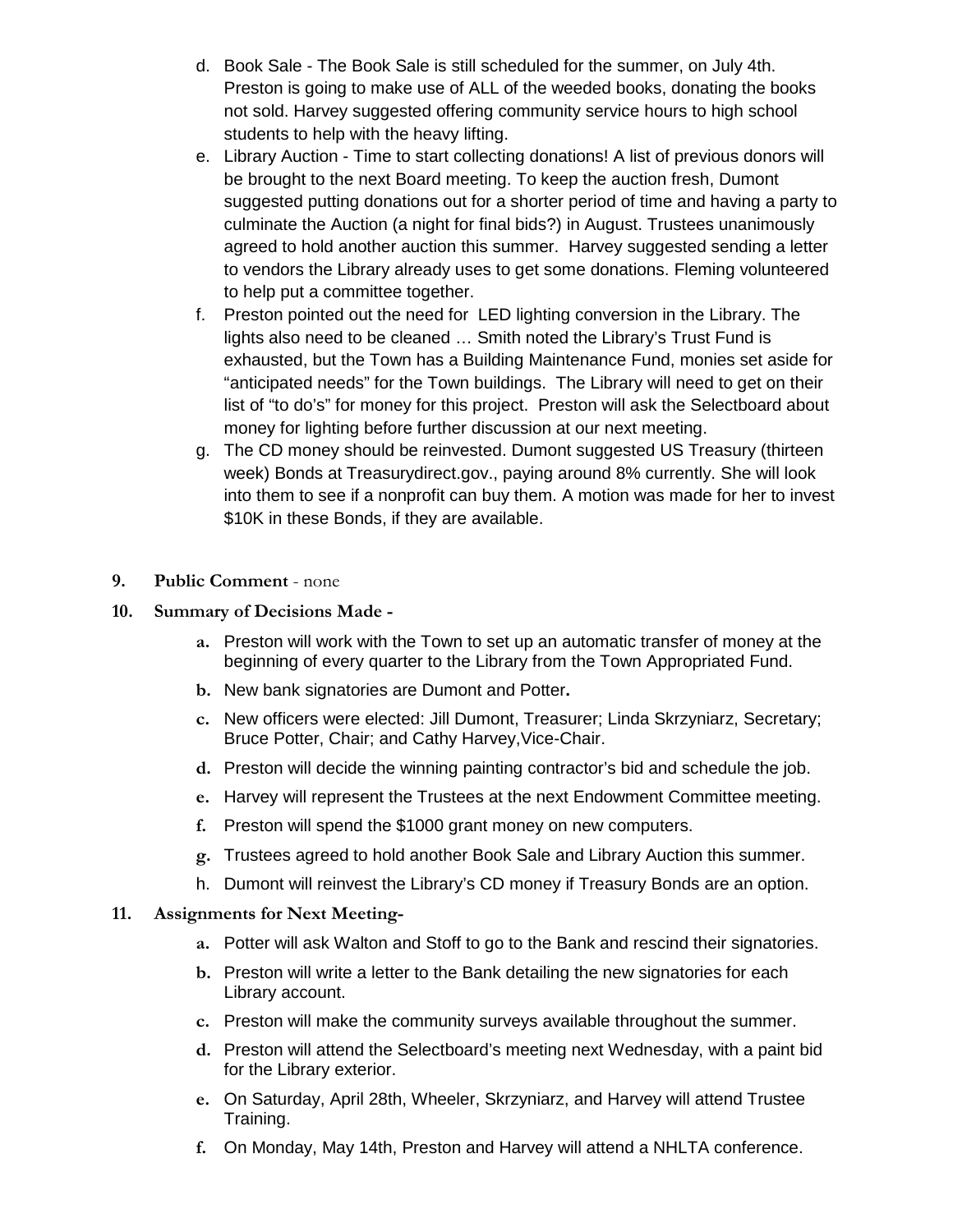d. Book Sale - The Book Sale is still scheduled for the summer, on July 4th. Preston is going to make use of ALL of the weeded books, donating the books not sold. Harvey suggested offering community service hours to high school students to help with the heavy lifting.

e. Library Auction - Time to start collecting donations! A list of previous donors will be brought to the next Board meeting. To keep the auction fresh, Dumont suggested putting donations out for a shorter period of time and having a party to culminate the Auction (a night for final bids?) in August. Trustees unanimously agreed to hold another auction this summer. Harvey suggested sending a letter to vendors the Library already uses to get some donations. Fleming volunteered to help put a committee together.

f. Preston pointed out the need for LED lighting conversion in the Library. The lights also need to be cleaned … Smith noted the Library's Trust Fund is exhausted, but the Town has a Building Maintenance Fund, monies set aside for "anticipated needs" for the Town buildings. The Library will need to get on their list of "to do's" for money for this project. Preston will ask the Selectboard about money for lighting before further discussion at our next meeting.

g. The CD money should be reinvested. Dumont suggested US Treasury (thirteen week) Bonds at Treasurydirect.gov., paying around 8% currently. She will look into them to see if a nonprofit can buy them. A motion was made for her to invest $10K in these Bonds, if they are available.

**9. Public Comment** - none

**10. Summary of Decisions Made -**

a. Preston will work with the Town to set up an automatic transfer of money at the beginning of every quarter to the Library from the Town Appropriated Fund.

b. New bank signatories are Dumont and Potter.

c. New officers were elected: Jill Dumont, Treasurer; Linda Skrzyniarz, Secretary; Bruce Potter, Chair; and Cathy Harvey,Vice-Chair.

d. Preston will decide the winning painting contractor's bid and schedule the job.

e. Harvey will represent the Trustees at the next Endowment Committee meeting.

f. Preston will spend the $1000 grant money on new computers.

g. Trustees agreed to hold another Book Sale and Library Auction this summer.

h. Dumont will reinvest the Library's CD money if Treasury Bonds are an option.

**11. Assignments for Next Meeting-**

a. Potter will ask Walton and Stoff to go to the Bank and rescind their signatories.

b. Preston will write a letter to the Bank detailing the new signatories for each Library account.

c. Preston will make the community surveys available throughout the summer.

d. Preston will attend the Selectboard's meeting next Wednesday, with a paint bid for the Library exterior.

e. On Saturday, April 28th, Wheeler, Skrzyniarz, and Harvey will attend Trustee Training.

f. On Monday, May 14th, Preston and Harvey will attend a NHLTA conference.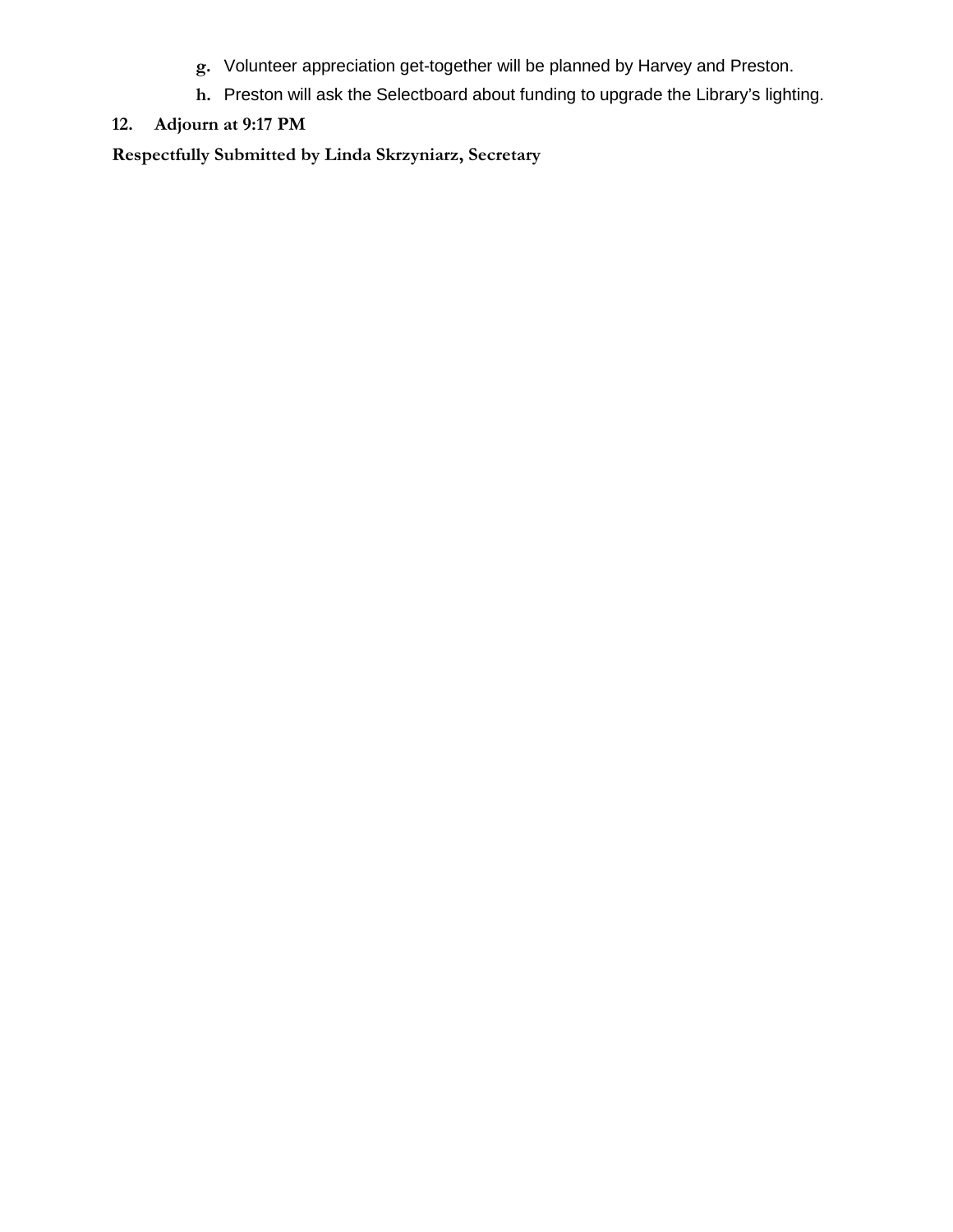g. Volunteer appreciation get-together will be planned by Harvey and Preston.
h. Preston will ask the Selectboard about funding to upgrade the Library's lighting.

**12. Adjourn at 9:17 PM**

**Respectfully Submitted by Linda Skrzyniarz, Secretary**